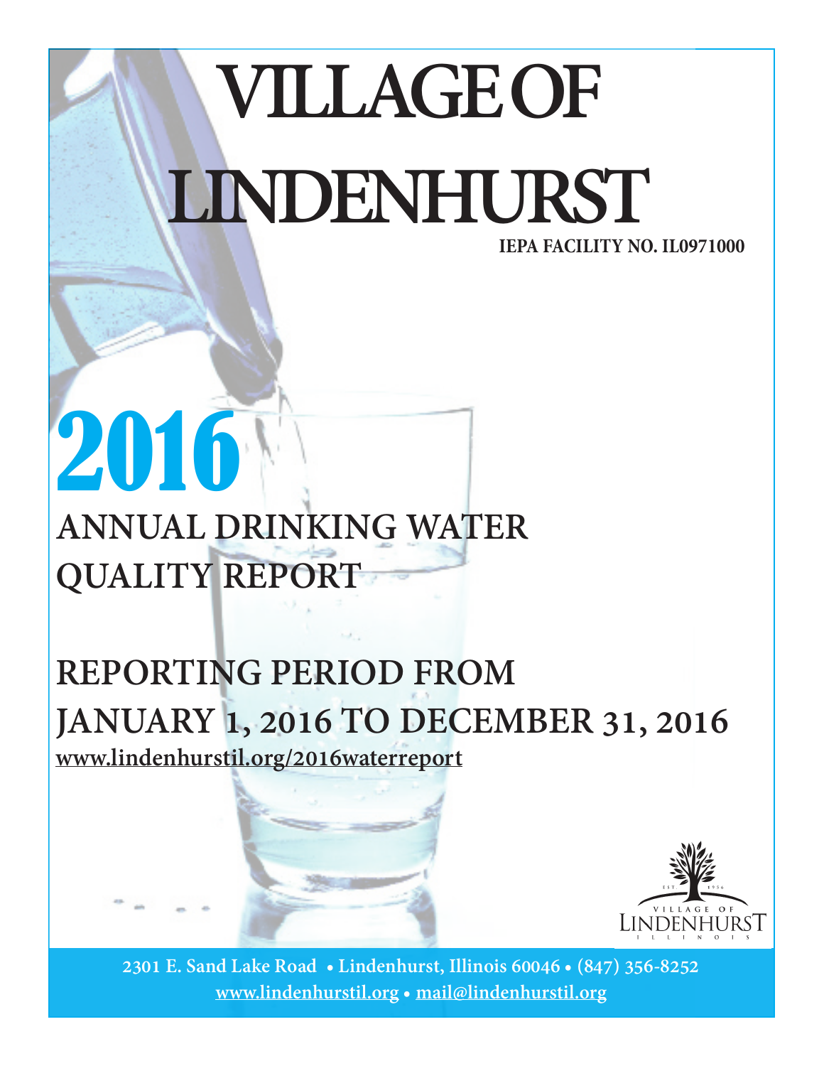# VILLAGE OF LINDENHURST

**IEPA FACILITY NO. IL0971000**

# 2016

## ANNUAL DRINKING WATER QUALITY REPORT

## REPORTING PERIOD FROM JANUARY 1, 2016 TO DECEMBER 31, 2016

www.lindenhurstil.org/2016waterreport

EST. 1956
VILLAGE OF LINDENHURST
ILLINOIS

2301 E. Sand Lake Road • Lindenhurst, Illinois 60046 • (847) 356-8252
www.lindenhurstil.org • mail@lindenhurstil.org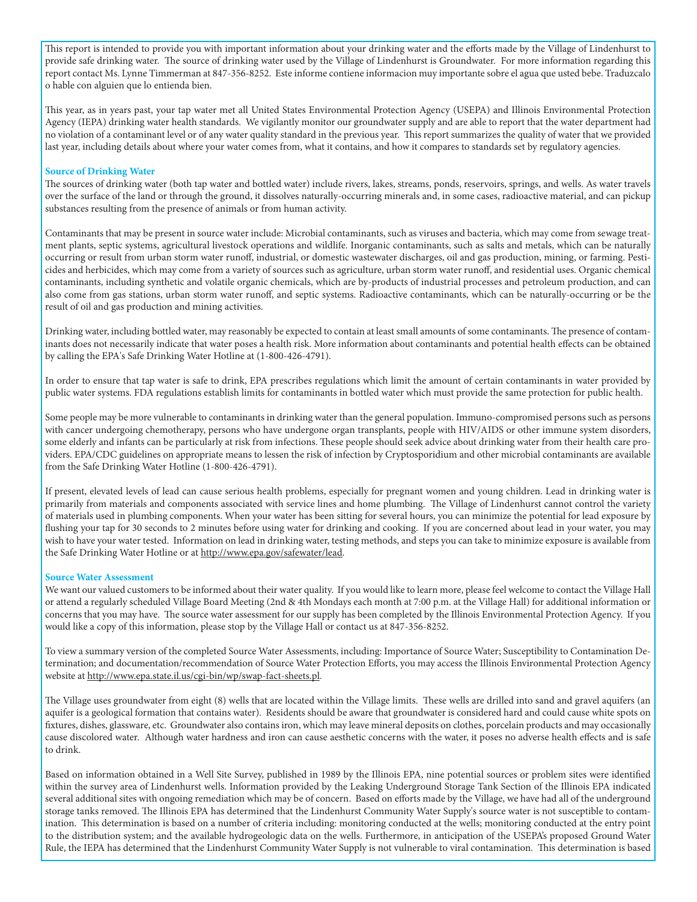This report is intended to provide you with important information about your drinking water and the efforts made by the Village of Lindenhurst to provide safe drinking water. The source of drinking water used by the Village of Lindenhurst is Groundwater. For more information regarding this report contact Ms. Lynne Timmerman at 847-356-8252. Este informe contiene informacion muy importante sobre el agua que usted bebe. Traduzcalo o hable con alguien que lo entienda bien.

This year, as in years past, your tap water met all United States Environmental Protection Agency (USEPA) and Illinois Environmental Protection Agency (IEPA) drinking water health standards. We vigilantly monitor our groundwater supply and are able to report that the water department had no violation of a contaminant level or of any water quality standard in the previous year. This report summarizes the quality of water that we provided last year, including details about where your water comes from, what it contains, and how it compares to standards set by regulatory agencies.

### Source of Drinking Water

The sources of drinking water (both tap water and bottled water) include rivers, lakes, streams, ponds, reservoirs, springs, and wells. As water travels over the surface of the land or through the ground, it dissolves naturally-occurring minerals and, in some cases, radioactive material, and can pickup substances resulting from the presence of animals or from human activity.

Contaminants that may be present in source water include: Microbial contaminants, such as viruses and bacteria, which may come from sewage treatment plants, septic systems, agricultural livestock operations and wildlife. Inorganic contaminants, such as salts and metals, which can be naturally occurring or result from urban storm water runoff, industrial, or domestic wastewater discharges, oil and gas production, mining, or farming. Pesticides and herbicides, which may come from a variety of sources such as agriculture, urban storm water runoff, and residential uses. Organic chemical contaminants, including synthetic and volatile organic chemicals, which are by-products of industrial processes and petroleum production, and can also come from gas stations, urban storm water runoff, and septic systems. Radioactive contaminants, which can be naturally-occurring or be the result of oil and gas production and mining activities.

Drinking water, including bottled water, may reasonably be expected to contain at least small amounts of some contaminants. The presence of contaminants does not necessarily indicate that water poses a health risk. More information about contaminants and potential health effects can be obtained by calling the EPA's Safe Drinking Water Hotline at (1-800-426-4791).

In order to ensure that tap water is safe to drink, EPA prescribes regulations which limit the amount of certain contaminants in water provided by public water systems. FDA regulations establish limits for contaminants in bottled water which must provide the same protection for public health.

Some people may be more vulnerable to contaminants in drinking water than the general population. Immuno-compromised persons such as persons with cancer undergoing chemotherapy, persons who have undergone organ transplants, people with HIV/AIDS or other immune system disorders, some elderly and infants can be particularly at risk from infections. These people should seek advice about drinking water from their health care providers. EPA/CDC guidelines on appropriate means to lessen the risk of infection by Cryptosporidium and other microbial contaminants are available from the Safe Drinking Water Hotline (1-800-426-4791).

If present, elevated levels of lead can cause serious health problems, especially for pregnant women and young children. Lead in drinking water is primarily from materials and components associated with service lines and home plumbing. The Village of Lindenhurst cannot control the variety of materials used in plumbing components. When your water has been sitting for several hours, you can minimize the potential for lead exposure by flushing your tap for 30 seconds to 2 minutes before using water for drinking and cooking. If you are concerned about lead in your water, you may wish to have your water tested. Information on lead in drinking water, testing methods, and steps you can take to minimize exposure is available from the Safe Drinking Water Hotline or at http://www.epa.gov/safewater/lead.

### Source Water Assessment

We want our valued customers to be informed about their water quality. If you would like to learn more, please feel welcome to contact the Village Hall or attend a regularly scheduled Village Board Meeting (2nd & 4th Mondays each month at 7:00 p.m. at the Village Hall) for additional information or concerns that you may have. The source water assessment for our supply has been completed by the Illinois Environmental Protection Agency. If you would like a copy of this information, please stop by the Village Hall or contact us at 847-356-8252.

To view a summary version of the completed Source Water Assessments, including: Importance of Source Water; Susceptibility to Contamination Determination; and documentation/recommendation of Source Water Protection Efforts, you may access the Illinois Environmental Protection Agency website at http://www.epa.state.il.us/cgi-bin/wp/swap-fact-sheets.pl.

The Village uses groundwater from eight (8) wells that are located within the Village limits. These wells are drilled into sand and gravel aquifers (an aquifer is a geological formation that contains water). Residents should be aware that groundwater is considered hard and could cause white spots on fixtures, dishes, glassware, etc. Groundwater also contains iron, which may leave mineral deposits on clothes, porcelain products and may occasionally cause discolored water. Although water hardness and iron can cause aesthetic concerns with the water, it poses no adverse health effects and is safe to drink.

Based on information obtained in a Well Site Survey, published in 1989 by the Illinois EPA, nine potential sources or problem sites were identified within the survey area of Lindenhurst wells. Information provided by the Leaking Underground Storage Tank Section of the Illinois EPA indicated several additional sites with ongoing remediation which may be of concern. Based on efforts made by the Village, we have had all of the underground storage tanks removed. The Illinois EPA has determined that the Lindenhurst Community Water Supply's source water is not susceptible to contamination. This determination is based on a number of criteria including: monitoring conducted at the wells; monitoring conducted at the entry point to the distribution system; and the available hydrogeologic data on the wells. Furthermore, in anticipation of the USEPA's proposed Ground Water Rule, the IEPA has determined that the Lindenhurst Community Water Supply is not vulnerable to viral contamination. This determination is based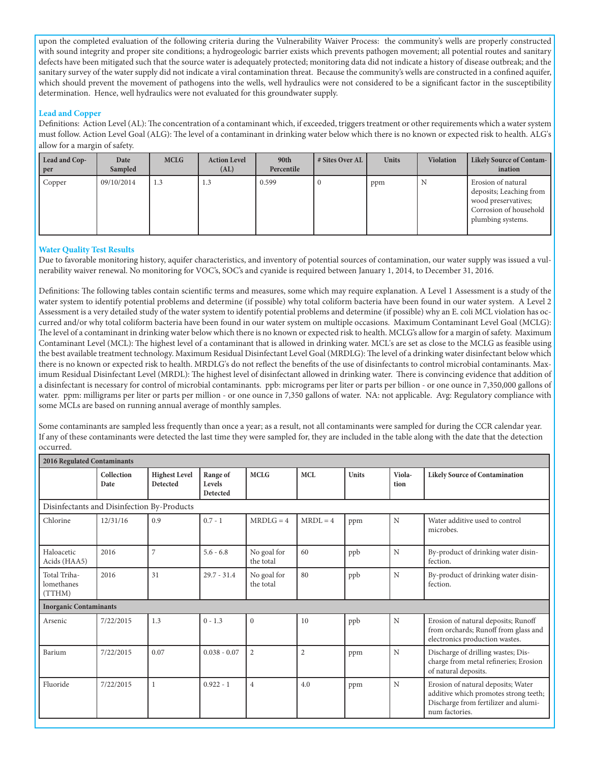upon the completed evaluation of the following criteria during the Vulnerability Waiver Process: the community's wells are properly constructed with sound integrity and proper site conditions; a hydrogeologic barrier exists which prevents pathogen movement; all potential routes and sanitary defects have been mitigated such that the source water is adequately protected; monitoring data did not indicate a history of disease outbreak; and the sanitary survey of the water supply did not indicate a viral contamination threat. Because the community's wells are constructed in a confined aquifer, which should prevent the movement of pathogens into the wells, well hydraulics were not considered to be a significant factor in the susceptibility determination. Hence, well hydraulics were not evaluated for this groundwater supply.

### Lead and Copper

Definitions: Action Level (AL): The concentration of a contaminant which, if exceeded, triggers treatment or other requirements which a water system must follow. Action Level Goal (ALG): The level of a contaminant in drinking water below which there is no known or expected risk to health. ALG's allow for a margin of safety.

| Lead and Copper | Date Sampled | MCLG | Action Level (AL) | 90th Percentile | # Sites Over AL | Units | Violation | Likely Source of Contamination |
|---|---|---|---|---|---|---|---|---|
| Copper | 09/10/2014 | 1.3 | 1.3 | 0.599 | 0 | ppm | N | Erosion of natural deposits; Leaching from wood preservatives; Corrosion of household plumbing systems. |

### Water Quality Test Results

Due to favorable monitoring history, aquifer characteristics, and inventory of potential sources of contamination, our water supply was issued a vulnerability waiver renewal. No monitoring for VOC's, SOC's and cyanide is required between January 1, 2014, to December 31, 2016.

Definitions: The following tables contain scientific terms and measures, some which may require explanation. A Level 1 Assessment is a study of the water system to identify potential problems and determine (if possible) why total coliform bacteria have been found in our water system. A Level 2 Assessment is a very detailed study of the water system to identify potential problems and determine (if possible) why an E. coli MCL violation has occurred and/or why total coliform bacteria have been found in our water system on multiple occasions. Maximum Contaminant Level Goal (MCLG): The level of a contaminant in drinking water below which there is no known or expected risk to health. MCLG's allow for a margin of safety. Maximum Contaminant Level (MCL): The highest level of a contaminant that is allowed in drinking water. MCL's are set as close to the MCLG as feasible using the best available treatment technology. Maximum Residual Disinfectant Level Goal (MRDLG): The level of a drinking water disinfectant below which there is no known or expected risk to health. MRDLG's do not reflect the benefits of the use of disinfectants to control microbial contaminants. Maximum Residual Disinfectant Level (MRDL): The highest level of disinfectant allowed in drinking water. There is convincing evidence that addition of a disinfectant is necessary for control of microbial contaminants. ppb: micrograms per liter or parts per billion - or one ounce in 7,350,000 gallons of water. ppm: milligrams per liter or parts per million - or one ounce in 7,350 gallons of water. NA: not applicable. Avg: Regulatory compliance with some MCLs are based on running annual average of monthly samples.

Some contaminants are sampled less frequently than once a year; as a result, not all contaminants were sampled for during the CCR calendar year. If any of these contaminants were detected the last time they were sampled for, they are included in the table along with the date that the detection occurred.

| 2016 Regulated Contaminants | | | | | | | | |
|---|---|---|---|---|---|---|---|---|
| | Collection Date | Highest Level Detected | Range of Levels Detected | MCLG | MCL | Units | Violation | Likely Source of Contamination |
| Disinfectants and Disinfection By-Products | | | | | | | | |
| Chlorine | 12/31/16 | 0.9 | 0.7 - 1 | MRDLG = 4 | MRDL = 4 | ppm | N | Water additive used to control microbes. |
| Haloacetic Acids (HAA5) | 2016 | 7 | 5.6 - 6.8 | No goal for the total | 60 | ppb | N | By-product of drinking water disinfection. |
| Total Trihalomethanes (TTHM) | 2016 | 31 | 29.7 - 31.4 | No goal for the total | 80 | ppb | N | By-product of drinking water disinfection. |
| **Inorganic Contaminants** | | | | | | | | |
| Arsenic | 7/22/2015 | 1.3 | 0 - 1.3 | 0 | 10 | ppb | N | Erosion of natural deposits; Runoff from orchards; Runoff from glass and electronics production wastes. |
| Barium | 7/22/2015 | 0.07 | 0.038 - 0.07 | 2 | 2 | ppm | N | Discharge of drilling wastes; Discharge from metal refineries; Erosion of natural deposits. |
| Fluoride | 7/22/2015 | 1 | 0.922 - 1 | 4 | 4.0 | ppm | N | Erosion of natural deposits; Water additive which promotes strong teeth; Discharge from fertilizer and aluminum factories. |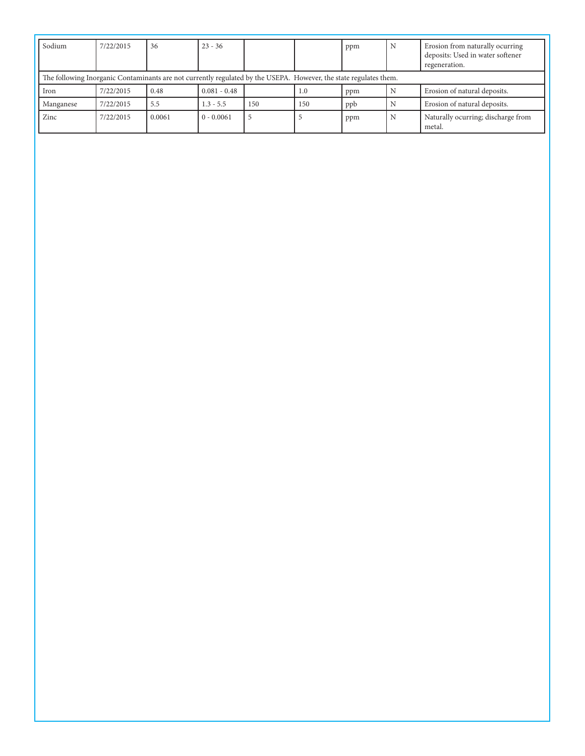| | | | | | | | | |
|---|---|---|---|---|---|---|---|---|
| Sodium | 7/22/2015 | 36 | 23 - 36 | | | ppm | N | Erosion from naturally ocurring deposits: Used in water softener regeneration. |
| The following Inorganic Contaminants are not currently regulated by the USEPA. However, the state regulates them. | | | | | | | | |
| Iron | 7/22/2015 | 0.48 | 0.081 - 0.48 | | 1.0 | ppm | N | Erosion of natural deposits. |
| Manganese | 7/22/2015 | 5.5 | 1.3 - 5.5 | 150 | 150 | ppb | N | Erosion of natural deposits. |
| Zinc | 7/22/2015 | 0.0061 | 0 - 0.0061 | 5 | 5 | ppm | N | Naturally ocurring; discharge from metal. |